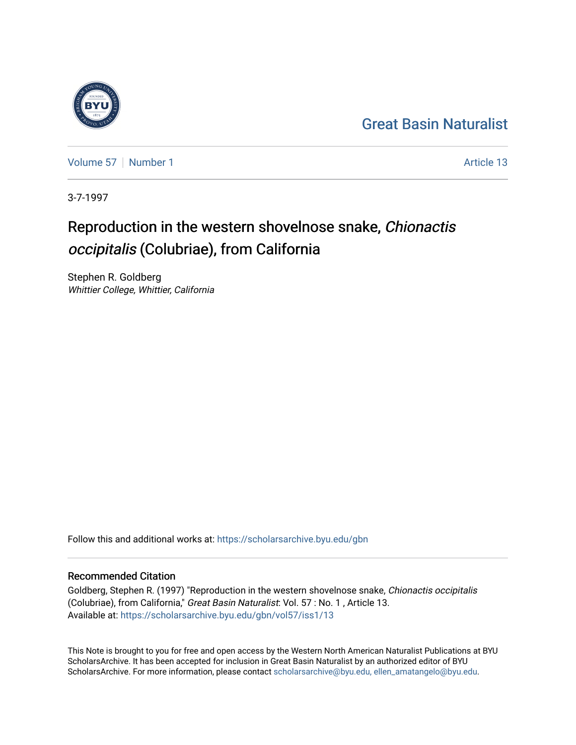Great Basin Naturalist

Volume 57 | Number 1 | Article 13

3-7-1997

# Reproduction in the western shovelnose snake, *Chionactis occipitalis* (Colubriae), from California

Stephen R. Goldberg
*Whittier College, Whittier, California*

Follow this and additional works at: https://scholarsarchive.byu.edu/gbn

## Recommended Citation

Goldberg, Stephen R. (1997) "Reproduction in the western shovelnose snake, *Chionactis occipitalis* (Colubriae), from California," *Great Basin Naturalist*: Vol. 57 : No. 1 , Article 13.
Available at: https://scholarsarchive.byu.edu/gbn/vol57/iss1/13

This Note is brought to you for free and open access by the Western North American Naturalist Publications at BYU ScholarsArchive. It has been accepted for inclusion in Great Basin Naturalist by an authorized editor of BYU ScholarsArchive. For more information, please contact scholarsarchive@byu.edu, ellen_amatangelo@byu.edu.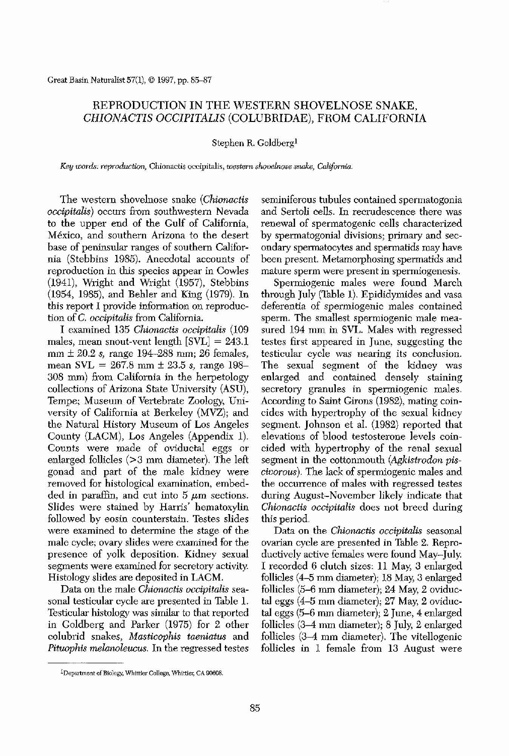REPRODUCTION IN THE WESTERN SHOVELNOSE SNAKE, *CHIONACTIS OCCIPITALIS* (COLUBRIDAE), FROM CALIFORNIA

Stephen R. Goldberg[1]

*Key words: reproduction,* Chionactis occipitalis, *western shovelnose snake, California.*

The western shovelnose snake (*Chionactis occipitalis*) occurs from southwestern Nevada to the upper end of the Gulf of California, México, and southern Arizona to the desert base of peninsular ranges of southern California (Stebbins 1985). Anecdotal accounts of reproduction in this species appear in Cowles (1941), Wright and Wright (1957), Stebbins (1954, 1985), and Behler and King (1979). In this report I provide information on reproduction of *C. occipitalis* from California.

I examined 135 *Chionactis occipitalis* (109 males, mean snout-vent length [SVL] = 243.1 mm ± 20.2 *s*, range 194–288 mm; 26 females, mean SVL = 267.8 mm ± 23.5 *s*, range 198–308 mm) from California in the herpetology collections of Arizona State University (ASU), Tempe; Museum of Vertebrate Zoology, University of California at Berkeley (MVZ); and the Natural History Museum of Los Angeles County (LACM), Los Angeles (Appendix 1). Counts were made of oviductal eggs or enlarged follicles (>3 mm diameter). The left gonad and part of the male kidney were removed for histological examination, embedded in paraffin, and cut into 5 $\mu$m sections. Slides were stained by Harris' hematoxylin followed by eosin counterstain. Testes slides were examined to determine the stage of the male cycle; ovary slides were examined for the presence of yolk deposition. Kidney sexual segments were examined for secretory activity. Histology slides are deposited in LACM.

Data on the male *Chionactis occipitalis* seasonal testicular cycle are presented in Table 1. Testicular histology was similar to that reported in Goldberg and Parker (1975) for 2 other colubrid snakes, *Masticophis taeniatus* and *Pituophis melanoleucus*. In the regressed testes seminiferous tubules contained spermatogonia and Sertoli cells. In recrudescence there was renewal of spermatogenic cells characterized by spermatogonial divisions; primary and secondary spermatocytes and spermatids may have been present. Metamorphosing spermatids and mature sperm were present in spermiogenesis.

Spermiogenic males were found March through July (Table 1). Epididymides and vasa deferentia of spermiogenic males contained sperm. The smallest spermiogenic male measured 194 mm in SVL. Males with regressed testes first appeared in June, suggesting the testicular cycle was nearing its conclusion. The sexual segment of the kidney was enlarged and contained densely staining secretory granules in spermiogenic males. According to Saint Girons (1982), mating coincides with hypertrophy of the sexual kidney segment. Johnson et al. (1982) reported that elevations of blood testosterone levels coincided with hypertrophy of the renal sexual segment in the cottonmouth (*Agkistrodon piscivorous*). The lack of spermiogenic males and the occurrence of males with regressed testes during August–November likely indicate that *Chionactis occipitalis* does not breed during this period.

Data on the *Chionactis occipitalis* seasonal ovarian cycle are presented in Table 2. Reproductively active females were found May–July. I recorded 6 clutch sizes: 11 May, 3 enlarged follicles (4–5 mm diameter); 18 May, 3 enlarged follicles (5–6 mm diameter); 24 May, 2 oviductal eggs (4–5 mm diameter); 27 May, 2 oviductal eggs (5–6 mm diameter); 2 June, 4 enlarged follicles (3–4 mm diameter); 8 July, 2 enlarged follicles (3–4 mm diameter). The vitellogenic follicles in 1 female from 13 August were

[1]Department of Biology, Whittier College, Whittier, CA 90608.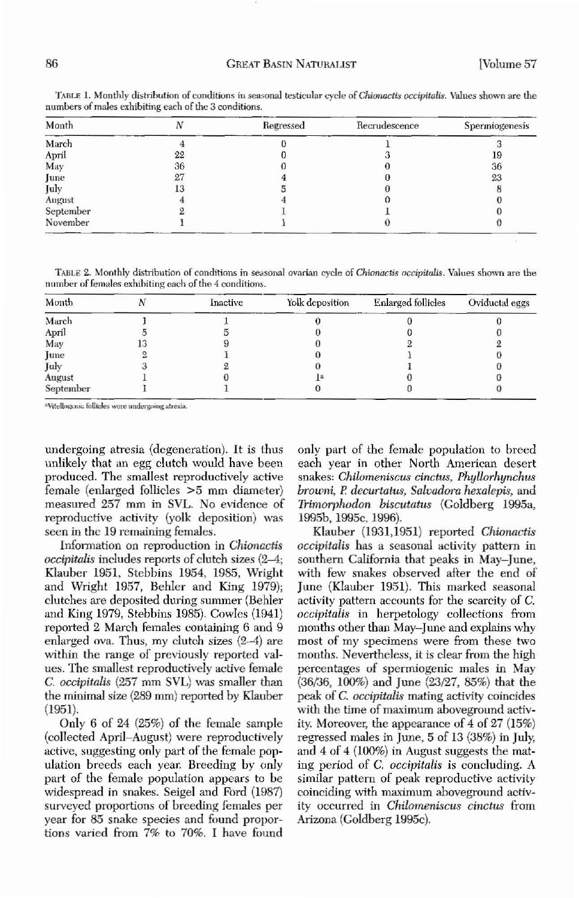TABLE 1. Monthly distribution of conditions in seasonal testicular cycle of *Chionactis occipitalis*. Values shown are the numbers of males exhibiting each of the 3 conditions.

| Month | N | Regressed | Recrudescence | Spermiogenesis |
|---|---|---|---|---|
| March | 4 | 0 | 1 | 3 |
| April | 22 | 0 | 3 | 19 |
| May | 36 | 0 | 0 | 36 |
| June | 27 | 4 | 0 | 23 |
| July | 13 | 5 | 0 | 8 |
| August | 4 | 4 | 0 | 0 |
| September | 2 | 1 | 1 | 0 |
| November | 1 | 1 | 0 | 0 |

TABLE 2. Monthly distribution of conditions in seasonal ovarian cycle of *Chionactis occipitalis*. Values shown are the number of females exhibiting each of the 4 conditions.

| Month | N | Inactive | Yolk deposition | Enlarged follicles | Oviductal eggs |
|---|---|---|---|---|---|
| March | 1 | 1 | 0 | 0 | 0 |
| April | 5 | 5 | 0 | 0 | 0 |
| May | 13 | 9 | 0 | 2 | 2 |
| June | 2 | 1 | 0 | 1 | 0 |
| July | 3 | 2 | 0 | 1 | 0 |
| August | 1 | 0 | 1[a] | 0 | 0 |
| September | 1 | 1 | 0 | 0 | 0 |

[a]Vitellogenic follicles were undergoing atresia.

undergoing atresia (degeneration). It is thus unlikely that an egg clutch would have been produced. The smallest reproductively active female (enlarged follicles >5 mm diameter) measured 257 mm in SVL. No evidence of reproductive activity (yolk deposition) was seen in the 19 remaining females.

Information on reproduction in *Chionactis occipitalis* includes reports of clutch sizes (2–4; Klauber 1951, Stebbins 1954, 1985, Wright and Wright 1957, Behler and King 1979); clutches are deposited during summer (Behler and King 1979, Stebbins 1985). Cowles (1941) reported 2 March females containing 6 and 9 enlarged ova. Thus, my clutch sizes (2–4) are within the range of previously reported values. The smallest reproductively active female *C. occipitalis* (257 mm SVL) was smaller than the minimal size (289 mm) reported by Klauber (1951).

Only 6 of 24 (25%) of the female sample (collected April–August) were reproductively active, suggesting only part of the female population breeds each year. Breeding by only part of the female population appears to be widespread in snakes. Seigel and Ford (1987) surveyed proportions of breeding females per year for 85 snake species and found proportions varied from 7% to 70%. I have found only part of the female population to breed each year in other North American desert snakes: *Chilomeniscus cinctus*, *Phyllorhynchus browni*, *P. decurtatus*, *Salvadora hexalepis*, and *Trimorphodon biscutatus* (Goldberg 1995a, 1995b, 1995c, 1996).

Klauber (1931,1951) reported *Chionactis occipitalis* has a seasonal activity pattern in southern California that peaks in May–June, with few snakes observed after the end of June (Klauber 1951). This marked seasonal activity pattern accounts for the scarcity of *C. occipitalis* in herpetology collections from months other than May–June and explains why most of my specimens were from these two months. Nevertheless, it is clear from the high percentages of spermiogenic males in May (36/36, 100%) and June (23/27, 85%) that the peak of *C. occipitalis* mating activity coincides with the time of maximum aboveground activity. Moreover, the appearance of 4 of 27 (15%) regressed males in June, 5 of 13 (38%) in July, and 4 of 4 (100%) in August suggests the mating period of *C. occipitalis* is concluding. A similar pattern of peak reproductive activity coinciding with maximum aboveground activity occurred in *Chilomeniscus cinctus* from Arizona (Goldberg 1995c).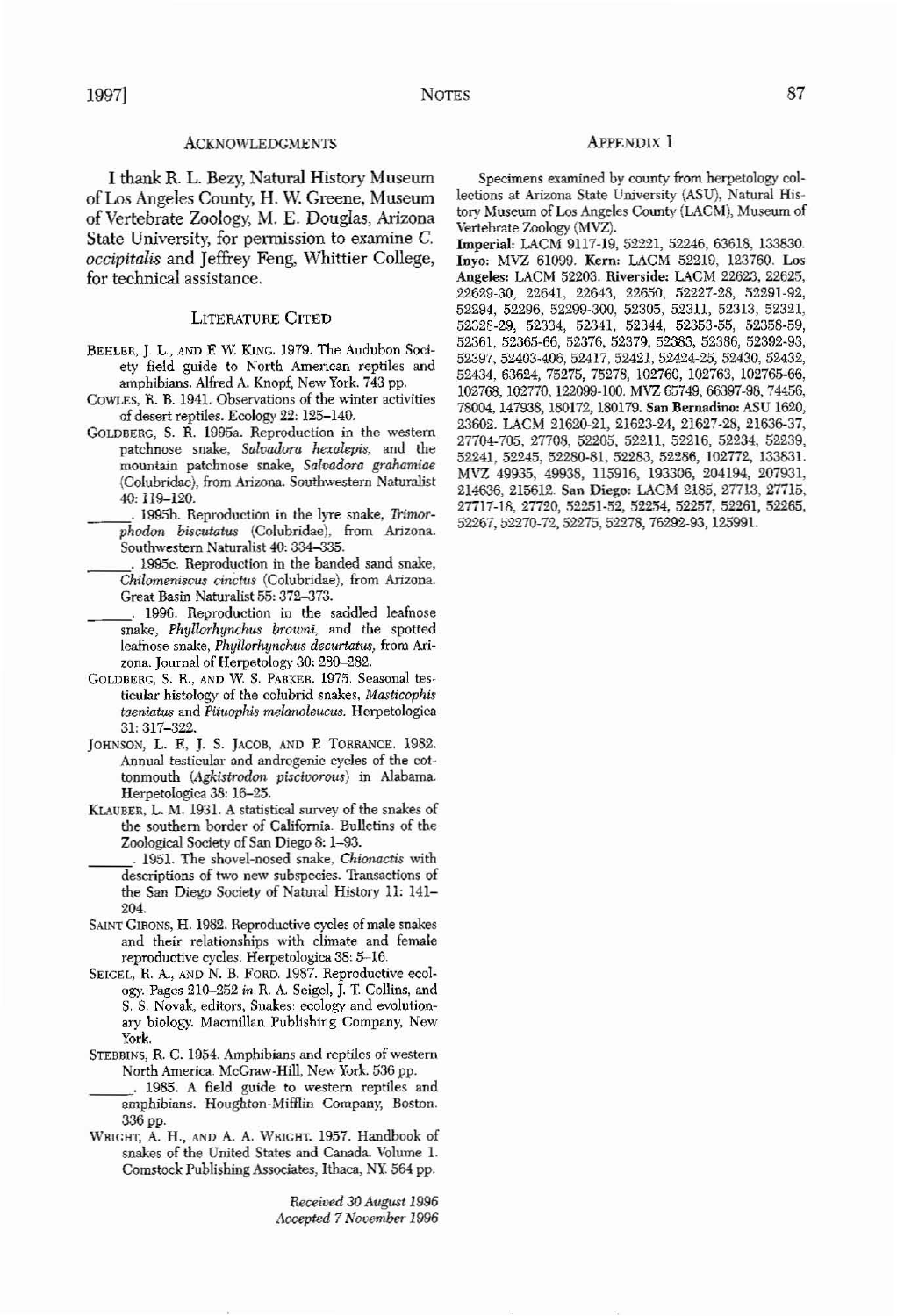## ACKNOWLEDGMENTS

I thank R. L. Bezy, Natural History Museum of Los Angeles County, H. W. Greene, Museum of Vertebrate Zoology, M. E. Douglas, Arizona State University, for permission to examine *C. occipitalis* and Jeffrey Feng, Whittier College, for technical assistance.

## LITERATURE CITED

BEHLER, J. L., AND F. W. KING. 1979. The Audubon Society field guide to North American reptiles and amphibians. Alfred A. Knopf, New York. 743 pp.

COWLES, R. B. 1941. Observations of the winter activities of desert reptiles. Ecology 22: 125–140.

GOLDBERG, S. R. 1995a. Reproduction in the western patchnose snake, *Salvadora hexalepis*, and the mountain patchnose snake, *Salvadora grahamiae* (Colubridae), from Arizona. Southwestern Naturalist 40: 119–120.

______. 1995b. Reproduction in the lyre snake, *Trimorphodon biscutatus* (Colubridae), from Arizona. Southwestern Naturalist 40: 334–335.

______. 1995c. Reproduction in the banded sand snake, *Chilomeniscus cinctus* (Colubridae), from Arizona. Great Basin Naturalist 55: 372–373.

______. 1996. Reproduction in the saddled leafnose snake, *Phyllorhynchus browni*, and the spotted leafnose snake, *Phyllorhynchus decurtatus*, from Arizona. Journal of Herpetology 30: 280–282.

GOLDBERG, S. R., AND W. S. PARKER. 1975. Seasonal testicular histology of the colubrid snakes, *Masticophis taeniatus* and *Pituophis melanoleucus*. Herpetologica 31: 317–322.

JOHNSON, L. F., J. S. JACOB, AND P. TORRANCE. 1982. Annual testicular and androgenic cycles of the cottonmouth (*Agkistrodon piscivorous*) in Alabama. Herpetologica 38: 16–25.

KLAUBER, L. M. 1931. A statistical survey of the snakes of the southern border of California. Bulletins of the Zoological Society of San Diego 8: 1–93.

______. 1951. The shovel-nosed snake, *Chionactis* with descriptions of two new subspecies. Transactions of the San Diego Society of Natural History 11: 141–204.

SAINT GIRONS, H. 1982. Reproductive cycles of male snakes and their relationships with climate and female reproductive cycles. Herpetologica 38: 5–16.

SEIGEL, R. A., AND N. B. FORD. 1987. Reproductive ecology. Pages 210–252 *in* R. A. Seigel, J. T. Collins, and S. S. Novak, editors, Snakes: ecology and evolutionary biology. Macmillan Publishing Company, New York.

STEBBINS, R. C. 1954. Amphibians and reptiles of western North America. McGraw-Hill, New York. 536 pp.

______. 1985. A field guide to western reptiles and amphibians. Houghton-Mifflin Company, Boston. 336 pp.

WRIGHT, A. H., AND A. A. WRIGHT. 1957. Handbook of snakes of the United States and Canada. Volume 1. Comstock Publishing Associates, Ithaca, NY. 564 pp.

*Received 30 August 1996*
*Accepted 7 November 1996*

## APPENDIX 1

Specimens examined by county from herpetology collections at Arizona State University (ASU), Natural History Museum of Los Angeles County (LACM), Museum of Vertebrate Zoology (MVZ).

**Imperial:** LACM 9117-19, 52221, 52246, 63618, 133830. **Inyo:** MVZ 61099. **Kern:** LACM 52219, 123760. **Los Angeles:** LACM 52203. **Riverside:** LACM 22623, 22625, 22629-30, 22641, 22643, 22650, 52227-28, 52291-92, 52294, 52296, 52299-300, 52305, 52311, 52313, 52321, 52328-29, 52334, 52341, 52344, 52353-55, 52358-59, 52361, 52365-66, 52376, 52379, 52383, 52386, 52392-93, 52397, 52403-406, 52417, 52421, 52424-25, 52430, 52432, 52434, 63624, 75275, 75278, 102760, 102763, 102765-66, 102768, 102770, 122099-100. MVZ 65749, 66397-98, 74456, 78004, 147938, 180172, 180179. **San Bernadino:** ASU 1620, 23602. LACM 21620-21, 21623-24, 21627-28, 21636-37, 27704-705, 27708, 52205, 52211, 52216, 52234, 52239, 52241, 52245, 52280-81, 52283, 52286, 102772, 133831. MVZ 49935, 49938, 115916, 193306, 204194, 207931, 214636, 215612. **San Diego:** LACM 2185, 27713, 27715, 27717-18, 27720, 52251-52, 52254, 52257, 52261, 52265, 52267, 52270-72, 52275, 52278, 76292-93, 125991.